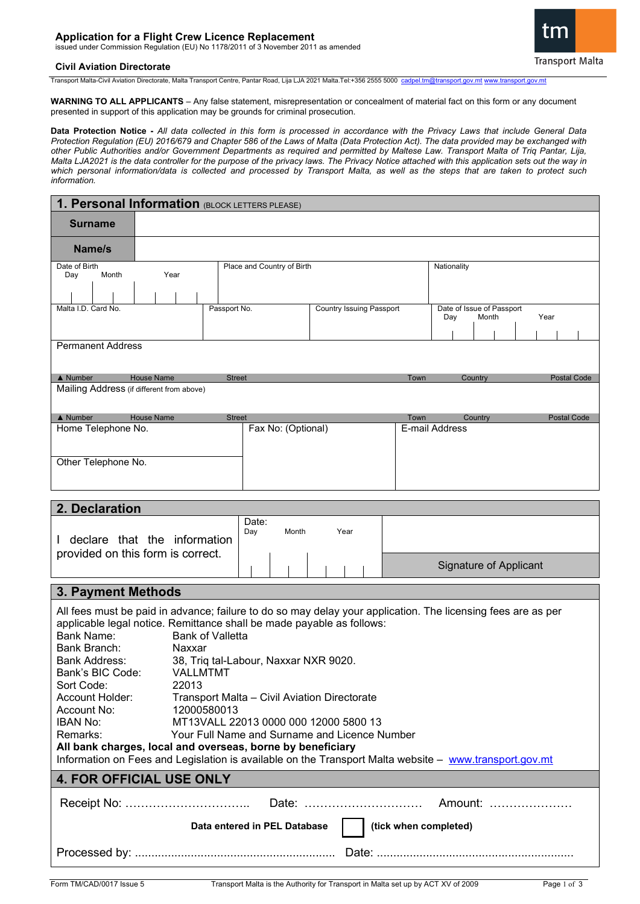# Application for a Flight Crew Licence Replacement

issued under Commission Regulation (EU) No 1178/2011 of 3 November 2011 as amended

**Civil Aviation Directorate**

Transport Malta

Transport Malta-Civil Aviation Directorate, Malta Transport Centre, Pantar Road, Lija LJA 2021 Malta.Tel:+356 2555 5000 cadpel.tm@transport.gov.mt www.transport.gov.mt

**WARNING TO ALL APPLICANTS** – Any false statement, misrepresentation or concealment of material fact on this form or any document presented in support of this application may be grounds for criminal prosecution.

**Data Protection Notice -** *All data collected in this form is processed in accordance with the Privacy Laws that include General Data Protection Regulation (EU) 2016/679 and Chapter 586 of the Laws of Malta (Data Protection Act). The data provided may be exchanged with other Public Authorities and/or Government Departments as required and permitted by Maltese Law. Transport Malta of Triq Pantar, Lija, Malta LJA2021 is the data controller for the purpose of the privacy laws. The Privacy Notice attached with this application sets out the way in which personal information/data is collected and processed by Transport Malta, as well as the steps that are taken to protect such information.*

## 1. Personal Information (BLOCK LETTERS PLEASE)

| | |
|---|---|
| **Surname** | |
| **Name/s** | |

| Date of Birth (Day / Month / Year) | Place and Country of Birth | Nationality |
|---|---|---|
| | | |

| Malta I.D. Card No. | Passport No. | Country Issuing Passport | Date of Issue of Passport (Day / Month / Year) |
|---|---|---|---|
| | | | |

Permanent Address

| ▲ Number | House Name | Street | Town | Country | Postal Code |
|---|---|---|---|---|---|
| | | | | | |

Mailing Address (if different from above)

| ▲ Number | House Name | Street | Town | Country | Postal Code |
|---|---|---|---|---|---|
| | | | | | |

| Home Telephone No. | Fax No: (Optional) | E-mail Address |
|---|---|---|
| | | |
| Other Telephone No. | | |
| | | |

## 2. Declaration

| | Date: (Day / Month / Year) | |
|---|---|---|
| I declare that the information provided on this form is correct. | | Signature of Applicant |

## 3. Payment Methods

All fees must be paid in advance; failure to do so may delay your application. The licensing fees are as per applicable legal notice. Remittance shall be made payable as follows:

| | |
|---|---|
| Bank Name: | Bank of Valletta |
| Bank Branch: | Naxxar |
| Bank Address: | 38, Triq tal-Labour, Naxxar NXR 9020. |
| Bank's BIC Code: | VALLMTMT |
| Sort Code: | 22013 |
| Account Holder: | Transport Malta – Civil Aviation Directorate |
| Account No: | 12000580013 |
| IBAN No: | MT13VALL 22013 0000 000 12000 5800 13 |
| Remarks: | Your Full Name and Surname and Licence Number |

**All bank charges, local and overseas, borne by beneficiary**

Information on Fees and Legislation is available on the Transport Malta website – www.transport.gov.mt

## 4. FOR OFFICIAL USE ONLY

Receipt No: ………………………….. Date: ………………………… Amount: …………………

**Data entered in PEL Database** ☐ **(tick when completed)**

Processed by: ............................................................ Date: ...........................................................

Form TM/CAD/0017 Issue 5 — Transport Malta is the Authority for Transport in Malta set up by ACT XV of 2009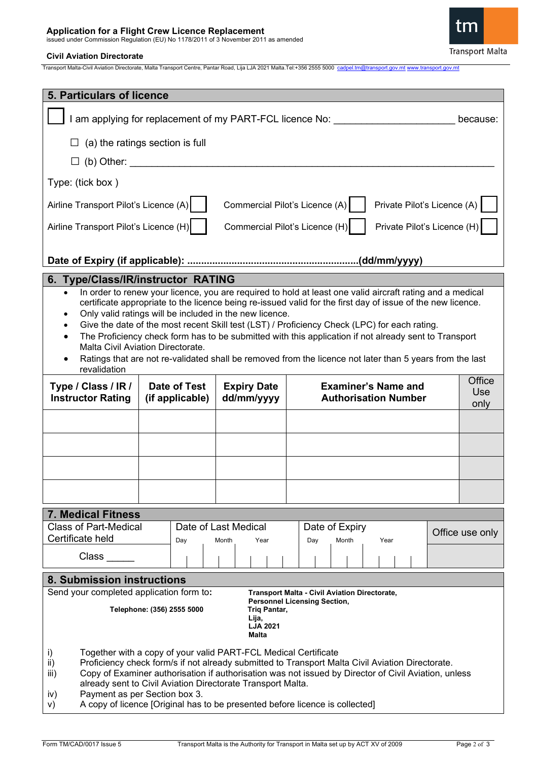# Application for a Flight Crew Licence Replacement

issued under Commission Regulation (EU) No 1178/2011 of 3 November 2011 as amended

**Civil Aviation Directorate**

Transport Malta-Civil Aviation Directorate, Malta Transport Centre, Pantar Road, Lija LJA 2021 Malta.Tel:+356 2555 5000 cadpel.tm@transport.gov.mt www.transport.gov.mt

## 5. Particulars of licence

☐ I am applying for replacement of my PART-FCL licence No: ______________________ because:

- ☐ (a) the ratings section is full
- ☐ (b) Other: ____________________________________________________________

Type: (tick box )

| | | |
|---|---|---|
| Airline Transport Pilot's Licence (A) ☐ | Commercial Pilot's Licence (A) ☐ | Private Pilot's Licence (A) ☐ |
| Airline Transport Pilot's Licence (H) ☐ | Commercial Pilot's Licence (H) ☐ | Private Pilot's Licence (H) ☐ |

**Date of Expiry (if applicable): ..............................................................(dd/mm/yyyy)**

## 6. Type/Class/IR/instructor RATING

- In order to renew your licence, you are required to hold at least one valid aircraft rating and a medical certificate appropriate to the licence being re-issued valid for the first day of issue of the new licence.
- Only valid ratings will be included in the new licence.
- Give the date of the most recent Skill test (LST) / Proficiency Check (LPC) for each rating.
- The Proficiency check form has to be submitted with this application if not already sent to Transport Malta Civil Aviation Directorate.
- Ratings that are not re-validated shall be removed from the licence not later than 5 years from the last revalidation

| Type / Class / IR / Instructor Rating | Date of Test (if applicable) | Expiry Date dd/mm/yyyy | Examiner's Name and Authorisation Number | Office Use only |
|---|---|---|---|---|
| | | | | |
| | | | | |
| | | | | |
| | | | | |

## 7. Medical Fitness

| Class of Part-Medical Certificate held | Date of Last Medical (Day / Month / Year) | Date of Expiry (Day / Month / Year) | Office use only |
|---|---|---|---|
| Class _____ | | | |

## 8. Submission instructions

Send your completed application form to:

**Transport Malta - Civil Aviation Directorate,**
**Personnel Licensing Section,**
**Triq Pantar,**
**Lija,**
**LJA 2021**
**Malta**

**Telephone: (356) 2555 5000**

i) Together with a copy of your valid PART-FCL Medical Certificate
ii) Proficiency check form/s if not already submitted to Transport Malta Civil Aviation Directorate.
iii) Copy of Examiner authorisation if authorisation was not issued by Director of Civil Aviation, unless already sent to Civil Aviation Directorate Transport Malta.
iv) Payment as per Section box 3.
v) A copy of licence [Original has to be presented before licence is collected]

Form TM/CAD/0017 Issue 5 — Transport Malta is the Authority for Transport in Malta set up by ACT XV of 2009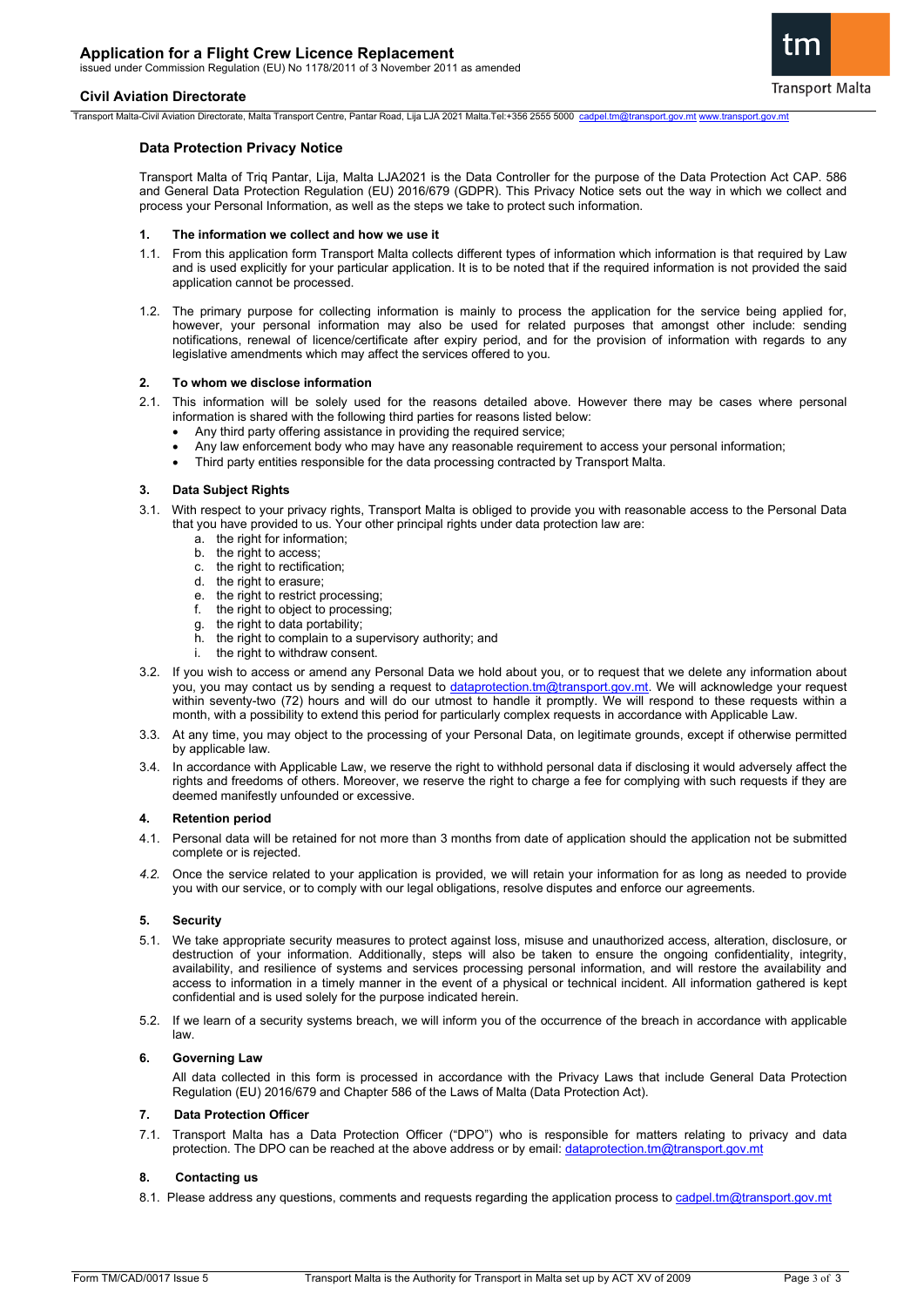## Data Protection Privacy Notice

Transport Malta of Triq Pantar, Lija, Malta LJA2021 is the Data Controller for the purpose of the Data Protection Act CAP. 586 and General Data Protection Regulation (EU) 2016/679 (GDPR). This Privacy Notice sets out the way in which we collect and process your Personal Information, as well as the steps we take to protect such information.

### 1. The information we collect and how we use it

1.1. From this application form Transport Malta collects different types of information which information is that required by Law and is used explicitly for your particular application. It is to be noted that if the required information is not provided the said application cannot be processed.

1.2. The primary purpose for collecting information is mainly to process the application for the service being applied for, however, your personal information may also be used for related purposes that amongst other include: sending notifications, renewal of licence/certificate after expiry period, and for the provision of information with regards to any legislative amendments which may affect the services offered to you.

### 2. To whom we disclose information

2.1. This information will be solely used for the reasons detailed above. However there may be cases where personal information is shared with the following third parties for reasons listed below:

- Any third party offering assistance in providing the required service;
- Any law enforcement body who may have any reasonable requirement to access your personal information;
- Third party entities responsible for the data processing contracted by Transport Malta.

### 3. Data Subject Rights

3.1. With respect to your privacy rights, Transport Malta is obliged to provide you with reasonable access to the Personal Data that you have provided to us. Your other principal rights under data protection law are:

a. the right for information;
b. the right to access;
c. the right to rectification;
d. the right to erasure;
e. the right to restrict processing;
f. the right to object to processing;
g. the right to data portability;
h. the right to complain to a supervisory authority; and
i. the right to withdraw consent.

3.2. If you wish to access or amend any Personal Data we hold about you, or to request that we delete any information about you, you may contact us by sending a request to dataprotection.tm@transport.gov.mt. We will acknowledge your request within seventy-two (72) hours and will do our utmost to handle it promptly. We will respond to these requests within a month, with a possibility to extend this period for particularly complex requests in accordance with Applicable Law.

3.3. At any time, you may object to the processing of your Personal Data, on legitimate grounds, except if otherwise permitted by applicable law.

3.4. In accordance with Applicable Law, we reserve the right to withhold personal data if disclosing it would adversely affect the rights and freedoms of others. Moreover, we reserve the right to charge a fee for complying with such requests if they are deemed manifestly unfounded or excessive.

### 4. Retention period

4.1. Personal data will be retained for not more than 3 months from date of application should the application not be submitted complete or is rejected.

*4.2.* Once the service related to your application is provided, we will retain your information for as long as needed to provide you with our service, or to comply with our legal obligations, resolve disputes and enforce our agreements.

### 5. Security

5.1. We take appropriate security measures to protect against loss, misuse and unauthorized access, alteration, disclosure, or destruction of your information. Additionally, steps will also be taken to ensure the ongoing confidentiality, integrity, availability, and resilience of systems and services processing personal information, and will restore the availability and access to information in a timely manner in the event of a physical or technical incident. All information gathered is kept confidential and is used solely for the purpose indicated herein.

5.2. If we learn of a security systems breach, we will inform you of the occurrence of the breach in accordance with applicable law.

### 6. Governing Law

All data collected in this form is processed in accordance with the Privacy Laws that include General Data Protection Regulation (EU) 2016/679 and Chapter 586 of the Laws of Malta (Data Protection Act).

### 7. Data Protection Officer

7.1. Transport Malta has a Data Protection Officer ("DPO") who is responsible for matters relating to privacy and data protection. The DPO can be reached at the above address or by email: dataprotection.tm@transport.gov.mt

### 8. Contacting us

8.1. Please address any questions, comments and requests regarding the application process to cadpel.tm@transport.gov.mt